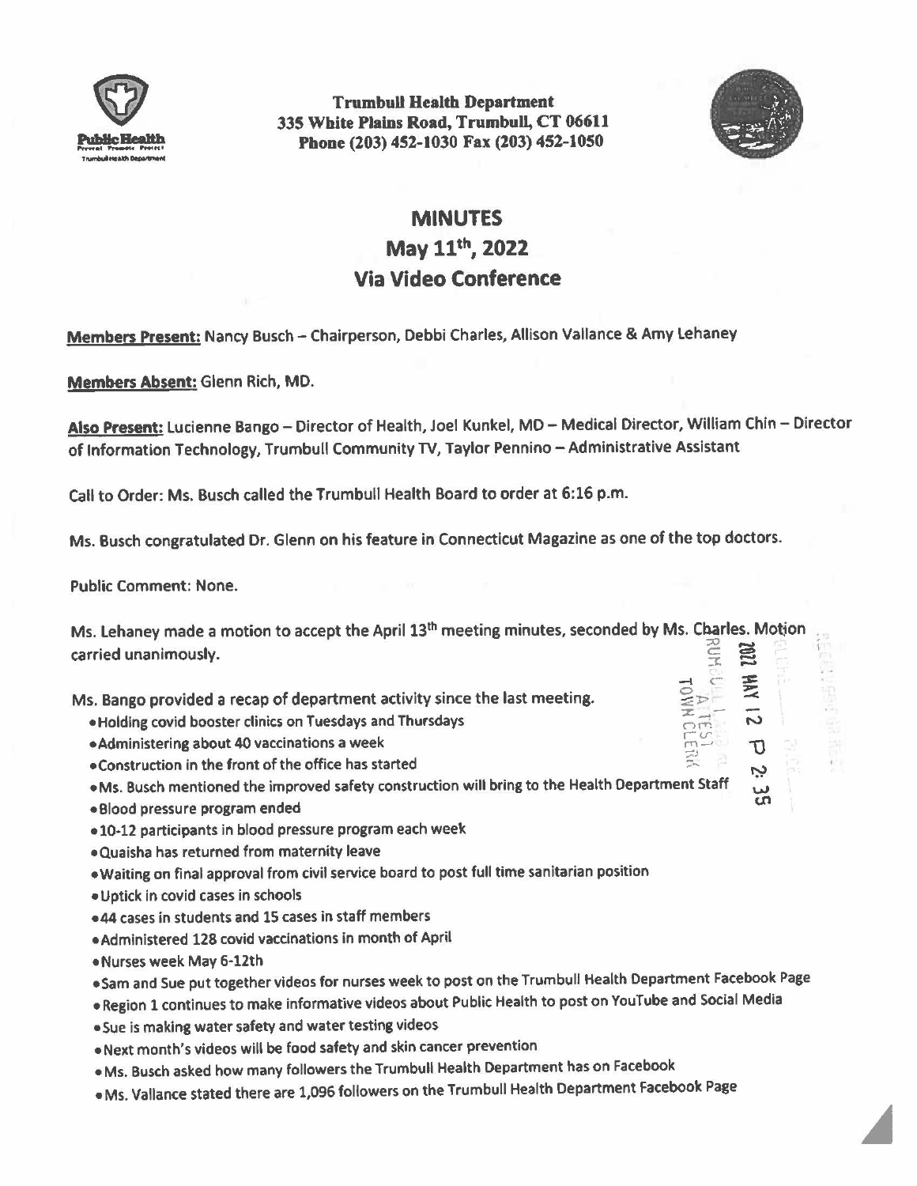**Trumbull Health Department**
**335 White Plains Road, Trumbull, CT 06611**
**Phone (203) 452-1030 Fax (203) 452-1050**

# MINUTES
## May 11th, 2022
## Via Video Conference

**Members Present:** Nancy Busch – Chairperson, Debbi Charles, Allison Vallance & Amy Lehaney

**Members Absent:** Glenn Rich, MD.

**Also Present:** Lucienne Bango – Director of Health, Joel Kunkel, MD – Medical Director, William Chin – Director of Information Technology, Trumbull Community TV, Taylor Pennino – Administrative Assistant

Call to Order: Ms. Busch called the Trumbull Health Board to order at 6:16 p.m.

Ms. Busch congratulated Dr. Glenn on his feature in Connecticut Magazine as one of the top doctors.

Public Comment: None.

Ms. Lehaney made a motion to accept the April 13th meeting minutes, seconded by Ms. Charles. Motion carried unanimously.

Ms. Bango provided a recap of department activity since the last meeting.

- Holding covid booster clinics on Tuesdays and Thursdays
- Administering about 40 vaccinations a week
- Construction in the front of the office has started
- Ms. Busch mentioned the improved safety construction will bring to the Health Department Staff
- Blood pressure program ended
- 10-12 participants in blood pressure program each week
- Quaisha has returned from maternity leave
- Waiting on final approval from civil service board to post full time sanitarian position
- Uptick in covid cases in schools
- 44 cases in students and 15 cases in staff members
- Administered 128 covid vaccinations in month of April
- Nurses week May 6-12th
- Sam and Sue put together videos for nurses week to post on the Trumbull Health Department Facebook Page
- Region 1 continues to make informative videos about Public Health to post on YouTube and Social Media
- Sue is making water safety and water testing videos
- Next month's videos will be food safety and skin cancer prevention
- Ms. Busch asked how many followers the Trumbull Health Department has on Facebook
- Ms. Vallance stated there are 1,096 followers on the Trumbull Health Department Facebook Page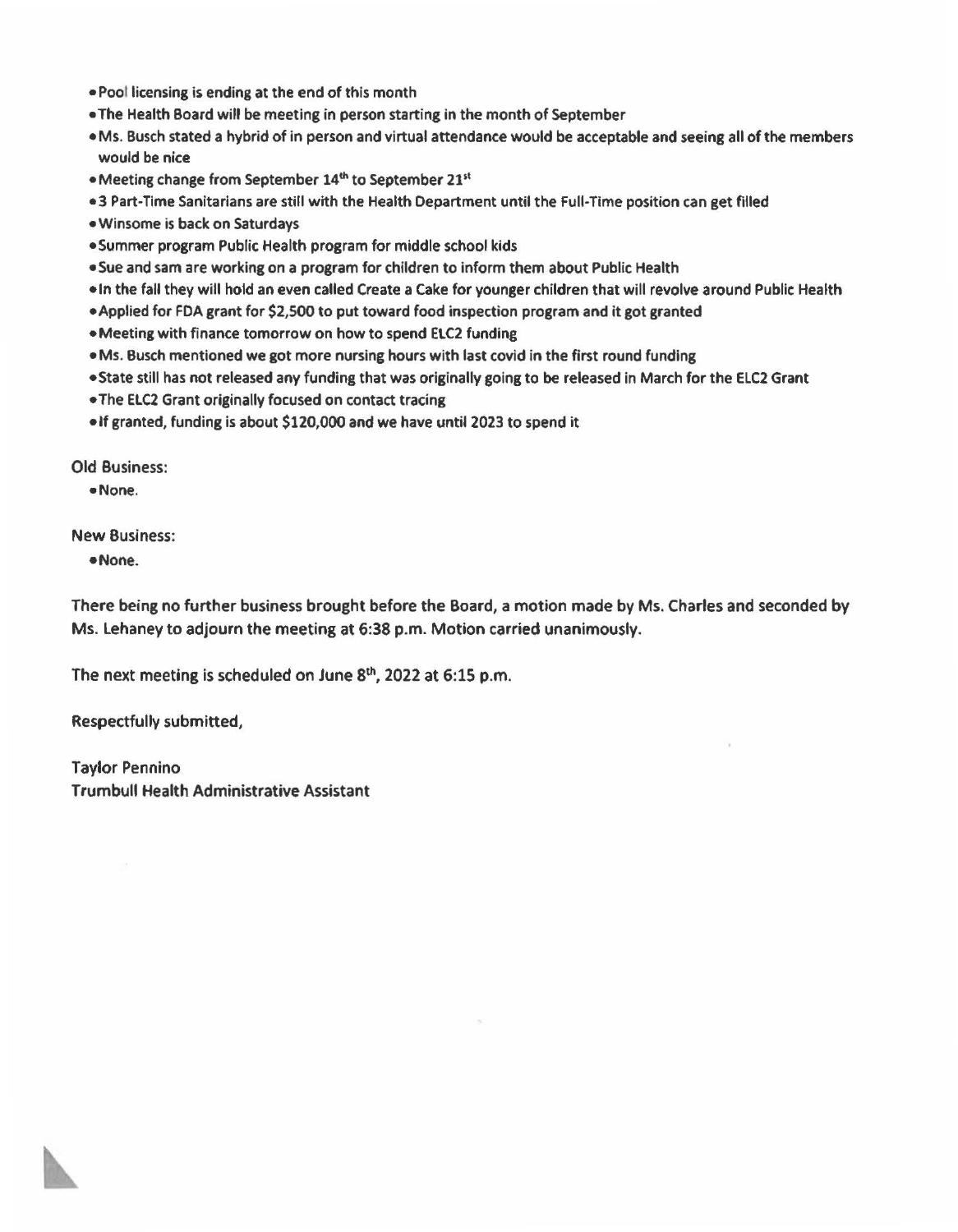- Pool licensing is ending at the end of this month
- The Health Board will be meeting in person starting in the month of September
- Ms. Busch stated a hybrid of in person and virtual attendance would be acceptable and seeing all of the members would be nice
- Meeting change from September 14th to September 21st
- 3 Part-Time Sanitarians are still with the Health Department until the Full-Time position can get filled
- Winsome is back on Saturdays
- Summer program Public Health program for middle school kids
- Sue and sam are working on a program for children to inform them about Public Health
- In the fall they will hold an even called Create a Cake for younger children that will revolve around Public Health
- Applied for FDA grant for $2,500 to put toward food inspection program and it got granted
- Meeting with finance tomorrow on how to spend ELC2 funding
- Ms. Busch mentioned we got more nursing hours with last covid in the first round funding
- State still has not released any funding that was originally going to be released in March for the ELC2 Grant
- The ELC2 Grant originally focused on contact tracing
- If granted, funding is about $120,000 and we have until 2023 to spend it

Old Business:

- None.

New Business:

- None.

There being no further business brought before the Board, a motion made by Ms. Charles and seconded by Ms. Lehaney to adjourn the meeting at 6:38 p.m. Motion carried unanimously.

The next meeting is scheduled on June 8th, 2022 at 6:15 p.m.

Respectfully submitted,

Taylor Pennino
Trumbull Health Administrative Assistant